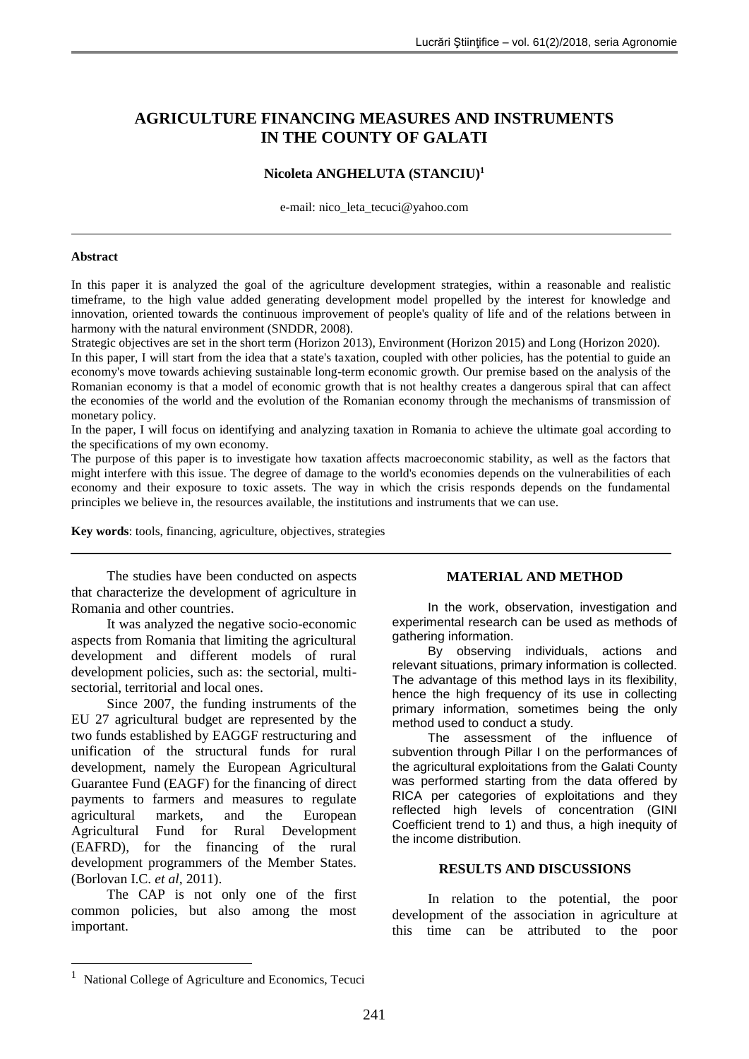# AGRICULTURE FINANCING MEASURES AND INSTRUMENTS IN THE COUNTY OF GALATI

**Nicoleta ANGHELUTA (STANCIU)**[1]

e-mail: nico_leta_tecuci@yahoo.com

### Abstract

In this paper it is analyzed the goal of the agriculture development strategies, within a reasonable and realistic timeframe, to the high value added generating development model propelled by the interest for knowledge and innovation, oriented towards the continuous improvement of people's quality of life and of the relations between in harmony with the natural environment (SNDDR, 2008).

Strategic objectives are set in the short term (Horizon 2013), Environment (Horizon 2015) and Long (Horizon 2020).

In this paper, I will start from the idea that a state's taxation, coupled with other policies, has the potential to guide an economy's move towards achieving sustainable long-term economic growth. Our premise based on the analysis of the Romanian economy is that a model of economic growth that is not healthy creates a dangerous spiral that can affect the economies of the world and the evolution of the Romanian economy through the mechanisms of transmission of monetary policy.

In the paper, I will focus on identifying and analyzing taxation in Romania to achieve the ultimate goal according to the specifications of my own economy.

The purpose of this paper is to investigate how taxation affects macroeconomic stability, as well as the factors that might interfere with this issue. The degree of damage to the world's economies depends on the vulnerabilities of each economy and their exposure to toxic assets. The way in which the crisis responds depends on the fundamental principles we believe in, the resources available, the institutions and instruments that we can use.

**Key words**: tools, financing, agriculture, objectives, strategies

The studies have been conducted on aspects that characterize the development of agriculture in Romania and other countries.

It was analyzed the negative socio-economic aspects from Romania that limiting the agricultural development and different models of rural development policies, such as: the sectorial, multi-sectorial, territorial and local ones.

Since 2007, the funding instruments of the EU 27 agricultural budget are represented by the two funds established by EAGGF restructuring and unification of the structural funds for rural development, namely the European Agricultural Guarantee Fund (EAGF) for the financing of direct payments to farmers and measures to regulate agricultural markets, and the European Agricultural Fund for Rural Development (EAFRD), for the financing of the rural development programmers of the Member States. (Borlovan I.C. *et al*, 2011).

The CAP is not only one of the first common policies, but also among the most important.

## MATERIAL AND METHOD

In the work, observation, investigation and experimental research can be used as methods of gathering information.

By observing individuals, actions and relevant situations, primary information is collected. The advantage of this method lays in its flexibility, hence the high frequency of its use in collecting primary information, sometimes being the only method used to conduct a study.

The assessment of the influence of subvention through Pillar I on the performances of the agricultural exploitations from the Galati County was performed starting from the data offered by RICA per categories of exploitations and they reflected high levels of concentration (GINI Coefficient trend to 1) and thus, a high inequity of the income distribution.

## RESULTS AND DISCUSSIONS

In relation to the potential, the poor development of the association in agriculture at this time can be attributed to the poor

[1] National College of Agriculture and Economics, Tecuci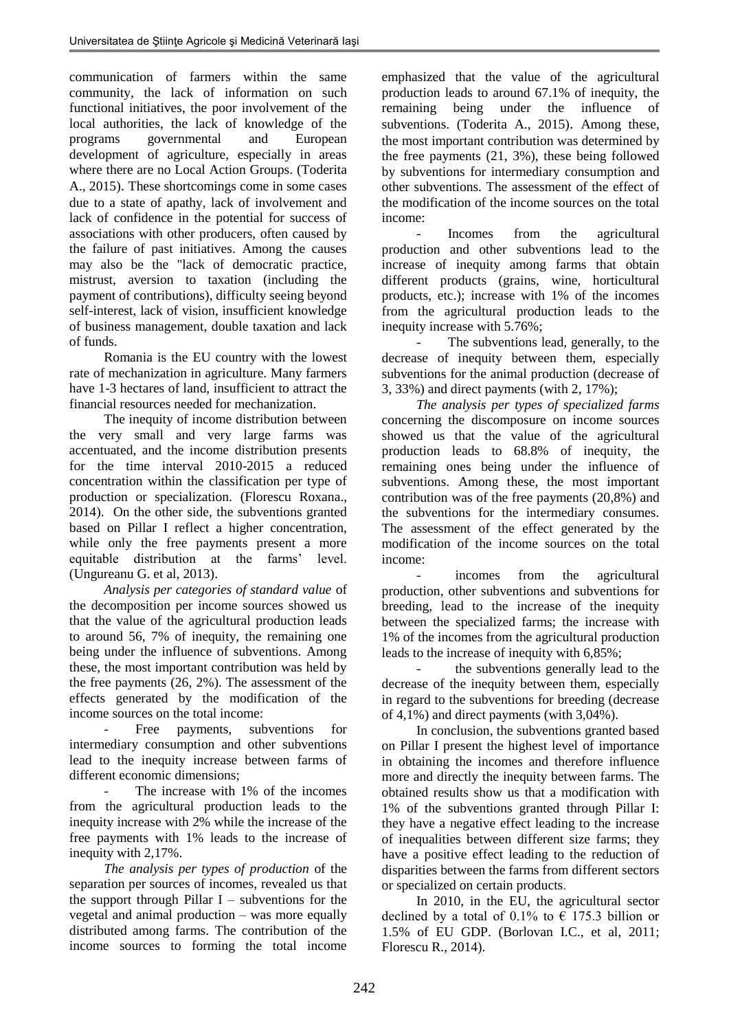communication of farmers within the same community, the lack of information on such functional initiatives, the poor involvement of the local authorities, the lack of knowledge of the programs governmental and European development of agriculture, especially in areas where there are no Local Action Groups. (Toderita A., 2015). These shortcomings come in some cases due to a state of apathy, lack of involvement and lack of confidence in the potential for success of associations with other producers, often caused by the failure of past initiatives. Among the causes may also be the "lack of democratic practice, mistrust, aversion to taxation (including the payment of contributions), difficulty seeing beyond self-interest, lack of vision, insufficient knowledge of business management, double taxation and lack of funds.

Romania is the EU country with the lowest rate of mechanization in agriculture. Many farmers have 1-3 hectares of land, insufficient to attract the financial resources needed for mechanization.

The inequity of income distribution between the very small and very large farms was accentuated, and the income distribution presents for the time interval 2010-2015 a reduced concentration within the classification per type of production or specialization. (Florescu Roxana., 2014). On the other side, the subventions granted based on Pillar I reflect a higher concentration, while only the free payments present a more equitable distribution at the farms' level. (Ungureanu G. et al, 2013).

*Analysis per categories of standard value* of the decomposition per income sources showed us that the value of the agricultural production leads to around 56, 7% of inequity, the remaining one being under the influence of subventions. Among these, the most important contribution was held by the free payments (26, 2%). The assessment of the effects generated by the modification of the income sources on the total income:

- Free payments, subventions for intermediary consumption and other subventions lead to the inequity increase between farms of different economic dimensions;
- The increase with 1% of the incomes from the agricultural production leads to the inequity increase with 2% while the increase of the free payments with 1% leads to the increase of inequity with 2,17%.

*The analysis per types of production* of the separation per sources of incomes, revealed us that the support through Pillar I – subventions for the vegetal and animal production – was more equally distributed among farms. The contribution of the income sources to forming the total income emphasized that the value of the agricultural production leads to around 67.1% of inequity, the remaining being under the influence of subventions. (Toderita A., 2015). Among these, the most important contribution was determined by the free payments (21, 3%), these being followed by subventions for intermediary consumption and other subventions. The assessment of the effect of the modification of the income sources on the total income:

- Incomes from the agricultural production and other subventions lead to the increase of inequity among farms that obtain different products (grains, wine, horticultural products, etc.); increase with 1% of the incomes from the agricultural production leads to the inequity increase with 5.76%;
- The subventions lead, generally, to the decrease of inequity between them, especially subventions for the animal production (decrease of 3, 33%) and direct payments (with 2, 17%);

*The analysis per types of specialized farms* concerning the discomposure on income sources showed us that the value of the agricultural production leads to 68.8% of inequity, the remaining ones being under the influence of subventions. Among these, the most important contribution was of the free payments (20,8%) and the subventions for the intermediary consumes. The assessment of the effect generated by the modification of the income sources on the total income:

- incomes from the agricultural production, other subventions and subventions for breeding, lead to the increase of the inequity between the specialized farms; the increase with 1% of the incomes from the agricultural production leads to the increase of inequity with 6,85%;
- the subventions generally lead to the decrease of the inequity between them, especially in regard to the subventions for breeding (decrease of 4,1%) and direct payments (with 3,04%).

In conclusion, the subventions granted based on Pillar I present the highest level of importance in obtaining the incomes and therefore influence more and directly the inequity between farms. The obtained results show us that a modification with 1% of the subventions granted through Pillar I: they have a negative effect leading to the increase of inequalities between different size farms; they have a positive effect leading to the reduction of disparities between the farms from different sectors or specialized on certain products.

In 2010, in the EU, the agricultural sector declined by a total of 0.1% to € 175.3 billion or 1.5% of EU GDP. (Borlovan I.C., et al, 2011; Florescu R., 2014).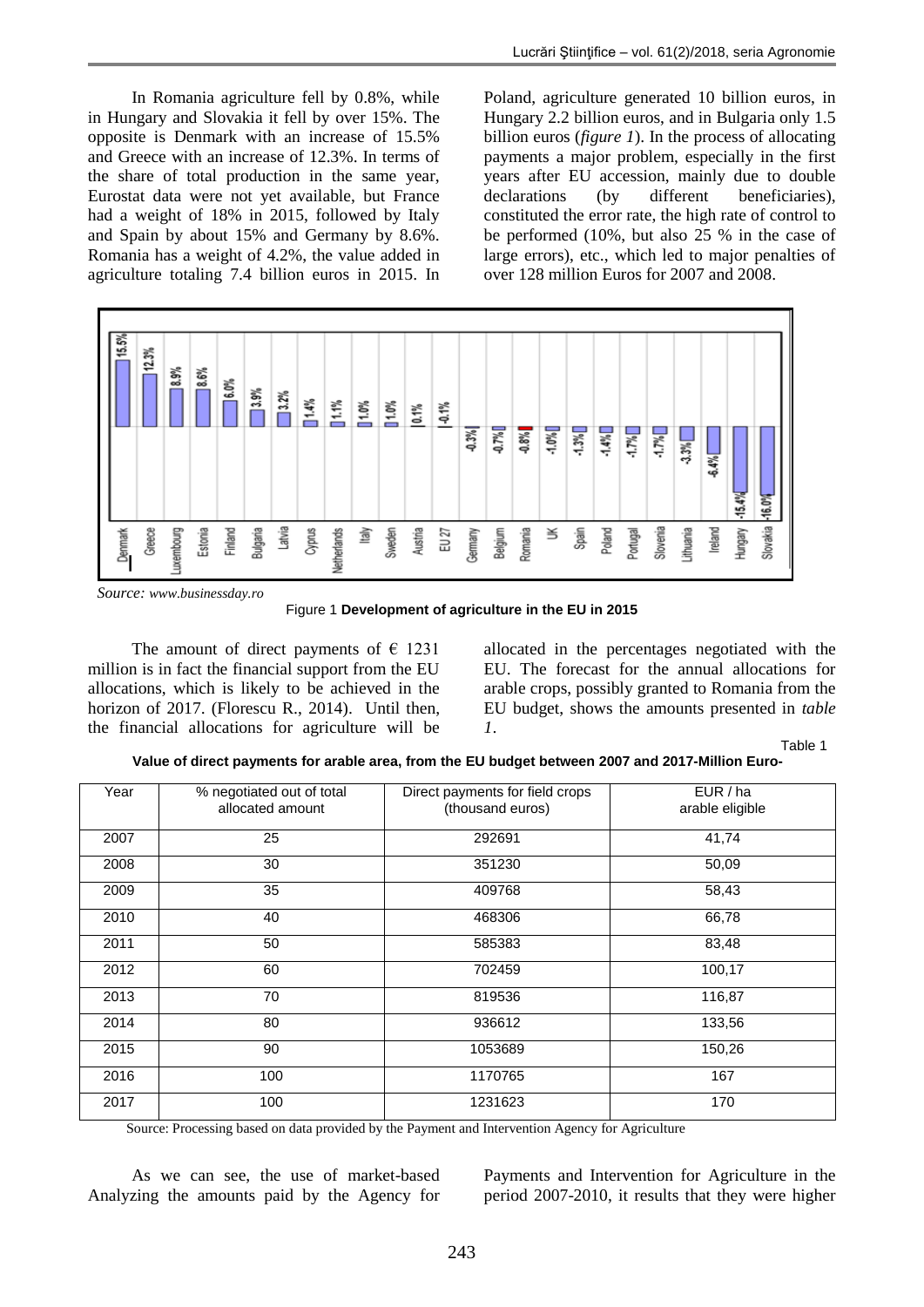In Romania agriculture fell by 0.8%, while in Hungary and Slovakia it fell by over 15%. The opposite is Denmark with an increase of 15.5% and Greece with an increase of 12.3%. In terms of the share of total production in the same year, Eurostat data were not yet available, but France had a weight of 18% in 2015, followed by Italy and Spain by about 15% and Germany by 8.6%. Romania has a weight of 4.2%, the value added in agriculture totaling 7.4 billion euros in 2015. In Poland, agriculture generated 10 billion euros, in Hungary 2.2 billion euros, and in Bulgaria only 1.5 billion euros (*figure 1*). In the process of allocating payments a major problem, especially in the first years after EU accession, mainly due to double declarations (by different beneficiaries), constituted the error rate, the high rate of control to be performed (10%, but also 25 % in the case of large errors), etc., which led to major penalties of over 128 million Euros for 2007 and 2008.

| Country | Change |
|---|---|
| Denmark | 15.5% |
| Greece | 12.3% |
| Luxembourg | 8.9% |
| Estonia | 8.6% |
| Finland | 6.0% |
| Bulgaria | 3.9% |
| Latvia | 3.2% |
| Cyprus | 1.4% |
| Netherlands | 1.1% |
| Italy | 1.0% |
| Sweden | 1.0% |
| Austria | 0.1% |
| EU 27 | -0.1% |
| Germany | -0.3% |
| Belgium | -0.7% |
| Romania | -0.8% |
| UK | -1.0% |
| Spain | -1.3% |
| Poland | -1.4% |
| Portugal | -1.7% |
| Slovenia | -1.7% |
| Lithuania | -3.3% |
| Ireland | -6.4% |
| Hungary | -15.4% |
| Slovakia | -16.0% |

*Source: www.businessday.ro*

Figure 1 **Development of agriculture in the EU in 2015**

The amount of direct payments of € 1231 million is in fact the financial support from the EU allocations, which is likely to be achieved in the horizon of 2017. (Florescu R., 2014). Until then, the financial allocations for agriculture will be allocated in the percentages negotiated with the EU. The forecast for the annual allocations for arable crops, possibly granted to Romania from the EU budget, shows the amounts presented in *table 1*.

Table 1

**Value of direct payments for arable area, from the EU budget between 2007 and 2017-Million Euro-**

| Year | % negotiated out of total allocated amount | Direct payments for field crops (thousand euros) | EUR / ha arable eligible |
|---|---|---|---|
| 2007 | 25 | 292691 | 41,74 |
| 2008 | 30 | 351230 | 50,09 |
| 2009 | 35 | 409768 | 58,43 |
| 2010 | 40 | 468306 | 66,78 |
| 2011 | 50 | 585383 | 83,48 |
| 2012 | 60 | 702459 | 100,17 |
| 2013 | 70 | 819536 | 116,87 |
| 2014 | 80 | 936612 | 133,56 |
| 2015 | 90 | 1053689 | 150,26 |
| 2016 | 100 | 1170765 | 167 |
| 2017 | 100 | 1231623 | 170 |

Source: Processing based on data provided by the Payment and Intervention Agency for Agriculture

As we can see, the use of market-based Analyzing the amounts paid by the Agency for Payments and Intervention for Agriculture in the period 2007-2010, it results that they were higher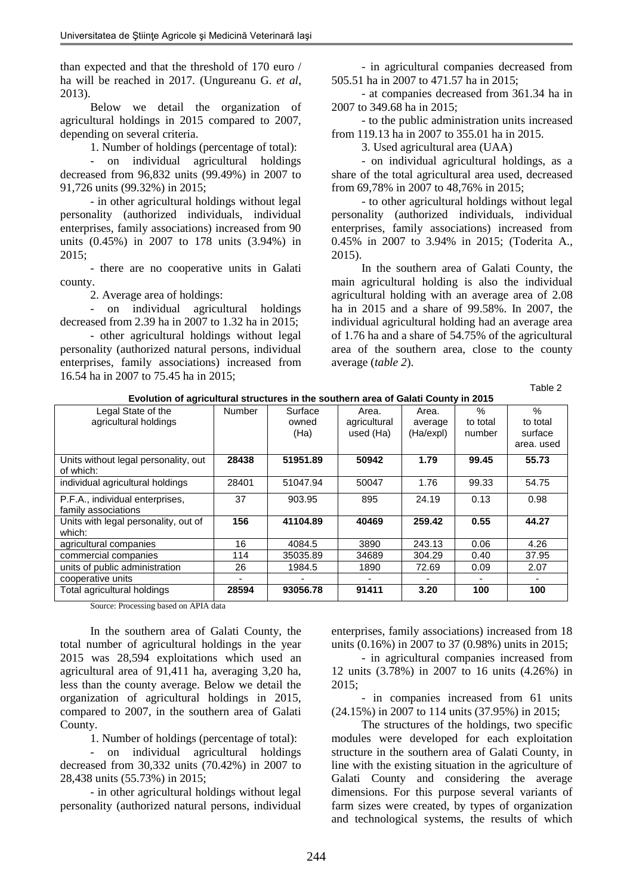than expected and that the threshold of 170 euro / ha will be reached in 2017. (Ungureanu G. *et al*, 2013).

Below we detail the organization of agricultural holdings in 2015 compared to 2007, depending on several criteria.

1. Number of holdings (percentage of total):

- on individual agricultural holdings decreased from 96,832 units (99.49%) in 2007 to 91,726 units (99.32%) in 2015;

- in other agricultural holdings without legal personality (authorized individuals, individual enterprises, family associations) increased from 90 units (0.45%) in 2007 to 178 units (3.94%) in 2015;

- there are no cooperative units in Galati county.

2. Average area of holdings:

- on individual agricultural holdings decreased from 2.39 ha in 2007 to 1.32 ha in 2015;

- other agricultural holdings without legal personality (authorized natural persons, individual enterprises, family associations) increased from 16.54 ha in 2007 to 75.45 ha in 2015;

- in agricultural companies decreased from 505.51 ha in 2007 to 471.57 ha in 2015;

- at companies decreased from 361.34 ha in 2007 to 349.68 ha in 2015;

- to the public administration units increased from 119.13 ha in 2007 to 355.01 ha in 2015.

3. Used agricultural area (UAA)

- on individual agricultural holdings, as a share of the total agricultural area used, decreased from 69,78% in 2007 to 48,76% in 2015;

- to other agricultural holdings without legal personality (authorized individuals, individual enterprises, family associations) increased from 0.45% in 2007 to 3.94% in 2015; (Toderita A., 2015).

In the southern area of Galati County, the main agricultural holding is also the individual agricultural holding with an average area of 2.08 ha in 2015 and a share of 99.58%. In 2007, the individual agricultural holding had an average area of 1.76 ha and a share of 54.75% of the agricultural area of the southern area, close to the county average (*table 2*).

Table 2

**Evolution of agricultural structures in the southern area of Galati County in 2015**

| Legal State of the agricultural holdings | Number | Surface owned (Ha) | Area. agricultural used (Ha) | Area. average (Ha/expl) | % to total number | % to total surface area. used |
|---|---|---|---|---|---|---|
| Units without legal personality, out of which: | **28438** | **51951.89** | **50942** | **1.79** | **99.45** | **55.73** |
| individual agricultural holdings | 28401 | 51047.94 | 50047 | 1.76 | 99.33 | 54.75 |
| P.F.A., individual enterprises, family associations | 37 | 903.95 | 895 | 24.19 | 0.13 | 0.98 |
| Units with legal personality, out of which: | **156** | **41104.89** | **40469** | **259.42** | **0.55** | **44.27** |
| agricultural companies | 16 | 4084.5 | 3890 | 243.13 | 0.06 | 4.26 |
| commercial companies | 114 | 35035.89 | 34689 | 304.29 | 0.40 | 37.95 |
| units of public administration | 26 | 1984.5 | 1890 | 72.69 | 0.09 | 2.07 |
| cooperative units | - | - | - | - | - | - |
| Total agricultural holdings | **28594** | **93056.78** | **91411** | **3.20** | **100** | **100** |

Source: Processing based on APIA data

In the southern area of Galati County, the total number of agricultural holdings in the year 2015 was 28,594 exploitations which used an agricultural area of 91,411 ha, averaging 3,20 ha, less than the county average. Below we detail the organization of agricultural holdings in 2015, compared to 2007, in the southern area of Galati County.

1. Number of holdings (percentage of total):

- on individual agricultural holdings decreased from 30,332 units (70.42%) in 2007 to 28,438 units (55.73%) in 2015;

- in other agricultural holdings without legal personality (authorized natural persons, individual enterprises, family associations) increased from 18 units (0.16%) in 2007 to 37 (0.98%) units in 2015;

- in agricultural companies increased from 12 units (3.78%) in 2007 to 16 units (4.26%) in 2015;

- in companies increased from 61 units (24.15%) in 2007 to 114 units (37.95%) in 2015;

The structures of the holdings, two specific modules were developed for each exploitation structure in the southern area of Galati County, in line with the existing situation in the agriculture of Galati County and considering the average dimensions. For this purpose several variants of farm sizes were created, by types of organization and technological systems, the results of which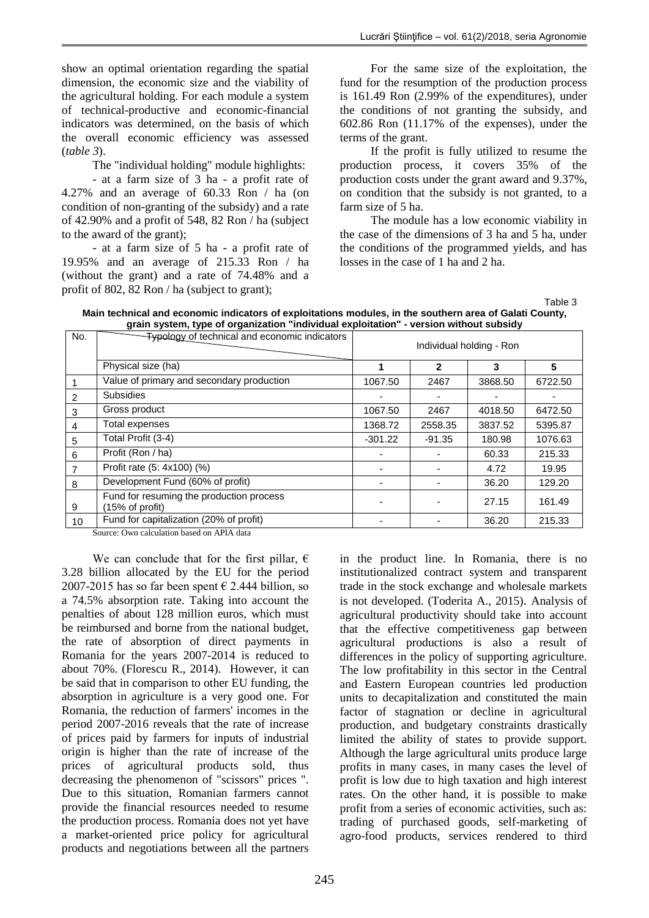show an optimal orientation regarding the spatial dimension, the economic size and the viability of the agricultural holding. For each module a system of technical-productive and economic-financial indicators was determined, on the basis of which the overall economic efficiency was assessed (*table 3*).

The "individual holding" module highlights:

- at a farm size of 3 ha - a profit rate of 4.27% and an average of 60.33 Ron / ha (on condition of non-granting of the subsidy) and a rate of 42.90% and a profit of 548, 82 Ron / ha (subject to the award of the grant);

- at a farm size of 5 ha - a profit rate of 19.95% and an average of 215.33 Ron / ha (without the grant) and a rate of 74.48% and a profit of 802, 82 Ron / ha (subject to grant);

For the same size of the exploitation, the fund for the resumption of the production process is 161.49 Ron (2.99% of the expenditures), under the conditions of not granting the subsidy, and 602.86 Ron (11.17% of the expenses), under the terms of the grant.

If the profit is fully utilized to resume the production process, it covers 35% of the production costs under the grant award and 9.37%, on condition that the subsidy is not granted, to a farm size of 5 ha.

The module has a low economic viability in the case of the dimensions of 3 ha and 5 ha, under the conditions of the programmed yields, and has losses in the case of 1 ha and 2 ha.

Table 3

**Main technical and economic indicators of exploitations modules, in the southern area of Galati County, grain system, type of organization "individual exploitation" - version without subsidy**

| No. | Typology of technical and economic indicators | Individual holding - Ron | | | |
|---|---|---|---|---|---|
| | Physical size (ha) | **1** | **2** | **3** | **5** |
| 1 | Value of primary and secondary production | 1067.50 | 2467 | 3868.50 | 6722.50 |
| 2 | Subsidies | - | - | - | - |
| 3 | Gross product | 1067.50 | 2467 | 4018.50 | 6472.50 |
| 4 | Total expenses | 1368.72 | 2558.35 | 3837.52 | 5395.87 |
| 5 | Total Profit (3-4) | -301.22 | -91.35 | 180.98 | 1076.63 |
| 6 | Profit (Ron / ha) | - | - | 60.33 | 215.33 |
| 7 | Profit rate (5: 4x100) (%) | - | - | 4.72 | 19.95 |
| 8 | Development Fund (60% of profit) | - | - | 36.20 | 129.20 |
| 9 | Fund for resuming the production process (15% of profit) | - | - | 27.15 | 161.49 |
| 10 | Fund for capitalization (20% of profit) | - | - | 36.20 | 215.33 |

Source: Own calculation based on APIA data

We can conclude that for the first pillar, € 3.28 billion allocated by the EU for the period 2007-2015 has so far been spent € 2.444 billion, so a 74.5% absorption rate. Taking into account the penalties of about 128 million euros, which must be reimbursed and borne from the national budget, the rate of absorption of direct payments in Romania for the years 2007-2014 is reduced to about 70%. (Florescu R., 2014). However, it can be said that in comparison to other EU funding, the absorption in agriculture is a very good one. For Romania, the reduction of farmers' incomes in the period 2007-2016 reveals that the rate of increase of prices paid by farmers for inputs of industrial origin is higher than the rate of increase of the prices of agricultural products sold, thus decreasing the phenomenon of "scissors" prices ". Due to this situation, Romanian farmers cannot provide the financial resources needed to resume the production process. Romania does not yet have a market-oriented price policy for agricultural products and negotiations between all the partners in the product line. In Romania, there is no institutionalized contract system and transparent trade in the stock exchange and wholesale markets is not developed. (Toderita A., 2015). Analysis of agricultural productivity should take into account that the effective competitiveness gap between agricultural productions is also a result of differences in the policy of supporting agriculture. The low profitability in this sector in the Central and Eastern European countries led production units to decapitalization and constituted the main factor of stagnation or decline in agricultural production, and budgetary constraints drastically limited the ability of states to provide support. Although the large agricultural units produce large profits in many cases, in many cases the level of profit is low due to high taxation and high interest rates. On the other hand, it is possible to make profit from a series of economic activities, such as: trading of purchased goods, self-marketing of agro-food products, services rendered to third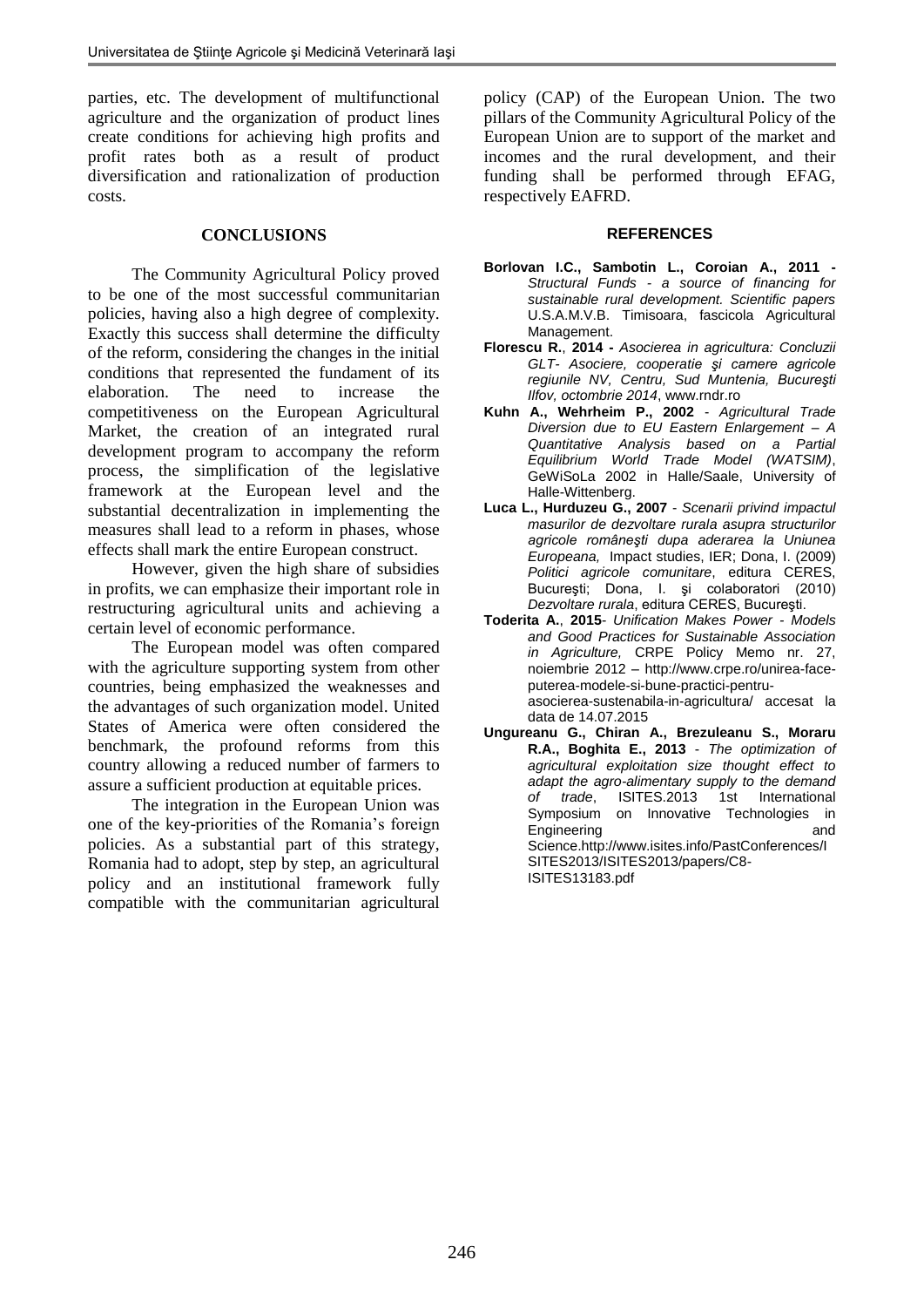parties, etc. The development of multifunctional agriculture and the organization of product lines create conditions for achieving high profits and profit rates both as a result of product diversification and rationalization of production costs.

## CONCLUSIONS

The Community Agricultural Policy proved to be one of the most successful communitarian policies, having also a high degree of complexity. Exactly this success shall determine the difficulty of the reform, considering the changes in the initial conditions that represented the fundament of its elaboration. The need to increase the competitiveness on the European Agricultural Market, the creation of an integrated rural development program to accompany the reform process, the simplification of the legislative framework at the European level and the substantial decentralization in implementing the measures shall lead to a reform in phases, whose effects shall mark the entire European construct.

However, given the high share of subsidies in profits, we can emphasize their important role in restructuring agricultural units and achieving a certain level of economic performance.

The European model was often compared with the agriculture supporting system from other countries, being emphasized the weaknesses and the advantages of such organization model. United States of America were often considered the benchmark, the profound reforms from this country allowing a reduced number of farmers to assure a sufficient production at equitable prices.

The integration in the European Union was one of the key-priorities of the Romania's foreign policies. As a substantial part of this strategy, Romania had to adopt, step by step, an agricultural policy and an institutional framework fully compatible with the communitarian agricultural policy (CAP) of the European Union. The two pillars of the Community Agricultural Policy of the European Union are to support of the market and incomes and the rural development, and their funding shall be performed through EFAG, respectively EAFRD.

## REFERENCES

**Borlovan I.C., Sambotin L., Coroian A., 2011 -** *Structural Funds - a source of financing for sustainable rural development. Scientific papers* U.S.A.M.V.B. Timisoara, fascicola Agricultural Management.

**Florescu R.**, **2014 -** *Asocierea in agricultura: Concluzii GLT- Asociere, cooperatie şi camere agricole regiunile NV, Centru, Sud Muntenia, Bucureşti Ilfov, octombrie 2014*, www.rndr.ro

**Kuhn A., Wehrheim P., 2002** - *Agricultural Trade Diversion due to EU Eastern Enlargement – A Quantitative Analysis based on a Partial Equilibrium World Trade Model (WATSIM)*, GeWiSoLa 2002 in Halle/Saale, University of Halle-Wittenberg.

**Luca L., Hurduzeu G., 2007** - *Scenarii privind impactul masurilor de dezvoltare rurala asupra structurilor agricole româneşti dupa aderarea la Uniunea Europeana,* Impact studies, IER; Dona, I. (2009) *Politici agricole comunitare*, editura CERES, Bucureşti; Dona, I. şi colaboratori (2010) *Dezvoltare rurala*, editura CERES, Bucureşti.

**Toderita A.**, **2015**- *Unification Makes Power - Models and Good Practices for Sustainable Association in Agriculture,* CRPE Policy Memo nr. 27, noiembrie 2012 – http://www.crpe.ro/unirea-face-puterea-modele-si-bune-practici-pentru-asocierea-sustenabila-in-agricultura/ accesat la data de 14.07.2015

**Ungureanu G., Chiran A., Brezuleanu S., Moraru R.A., Boghita E., 2013** - *The optimization of agricultural exploitation size thought effect to adapt the agro-alimentary supply to the demand of trade*, ISITES.2013 1st International Symposium on Innovative Technologies in Engineering and Science.http://www.isites.info/PastConferences/ISITES2013/ISITES2013/papers/C8-ISITES13183.pdf